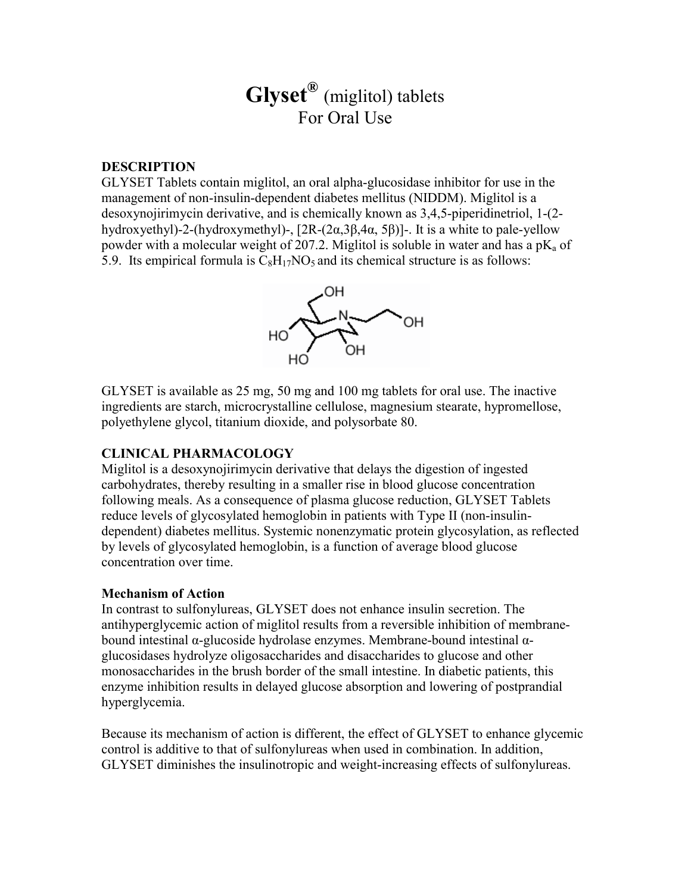# Glyset® (miglitol) tablets
## For Oral Use

### DESCRIPTION

GLYSET Tablets contain miglitol, an oral alpha-glucosidase inhibitor for use in the management of non-insulin-dependent diabetes mellitus (NIDDM). Miglitol is a desoxynojirimycin derivative, and is chemically known as 3,4,5-piperidinetriol, 1-(2-hydroxyethyl)-2-(hydroxymethyl)-, [2R-(2α,3β,4α, 5β)]-. It is a white to pale-yellow powder with a molecular weight of 207.2. Miglitol is soluble in water and has a $pK_a$ of 5.9. Its empirical formula is $C_8H_{17}NO_5$ and its chemical structure is as follows:

GLYSET is available as 25 mg, 50 mg and 100 mg tablets for oral use. The inactive ingredients are starch, microcrystalline cellulose, magnesium stearate, hypromellose, polyethylene glycol, titanium dioxide, and polysorbate 80.

### CLINICAL PHARMACOLOGY

Miglitol is a desoxynojirimycin derivative that delays the digestion of ingested carbohydrates, thereby resulting in a smaller rise in blood glucose concentration following meals. As a consequence of plasma glucose reduction, GLYSET Tablets reduce levels of glycosylated hemoglobin in patients with Type II (non-insulin-dependent) diabetes mellitus. Systemic nonenzymatic protein glycosylation, as reflected by levels of glycosylated hemoglobin, is a function of average blood glucose concentration over time.

#### Mechanism of Action

In contrast to sulfonylureas, GLYSET does not enhance insulin secretion. The antihyperglycemic action of miglitol results from a reversible inhibition of membrane-bound intestinal α-glucoside hydrolase enzymes. Membrane-bound intestinal α-glucosidases hydrolyze oligosaccharides and disaccharides to glucose and other monosaccharides in the brush border of the small intestine. In diabetic patients, this enzyme inhibition results in delayed glucose absorption and lowering of postprandial hyperglycemia.

Because its mechanism of action is different, the effect of GLYSET to enhance glycemic control is additive to that of sulfonylureas when used in combination. In addition, GLYSET diminishes the insulinotropic and weight-increasing effects of sulfonylureas.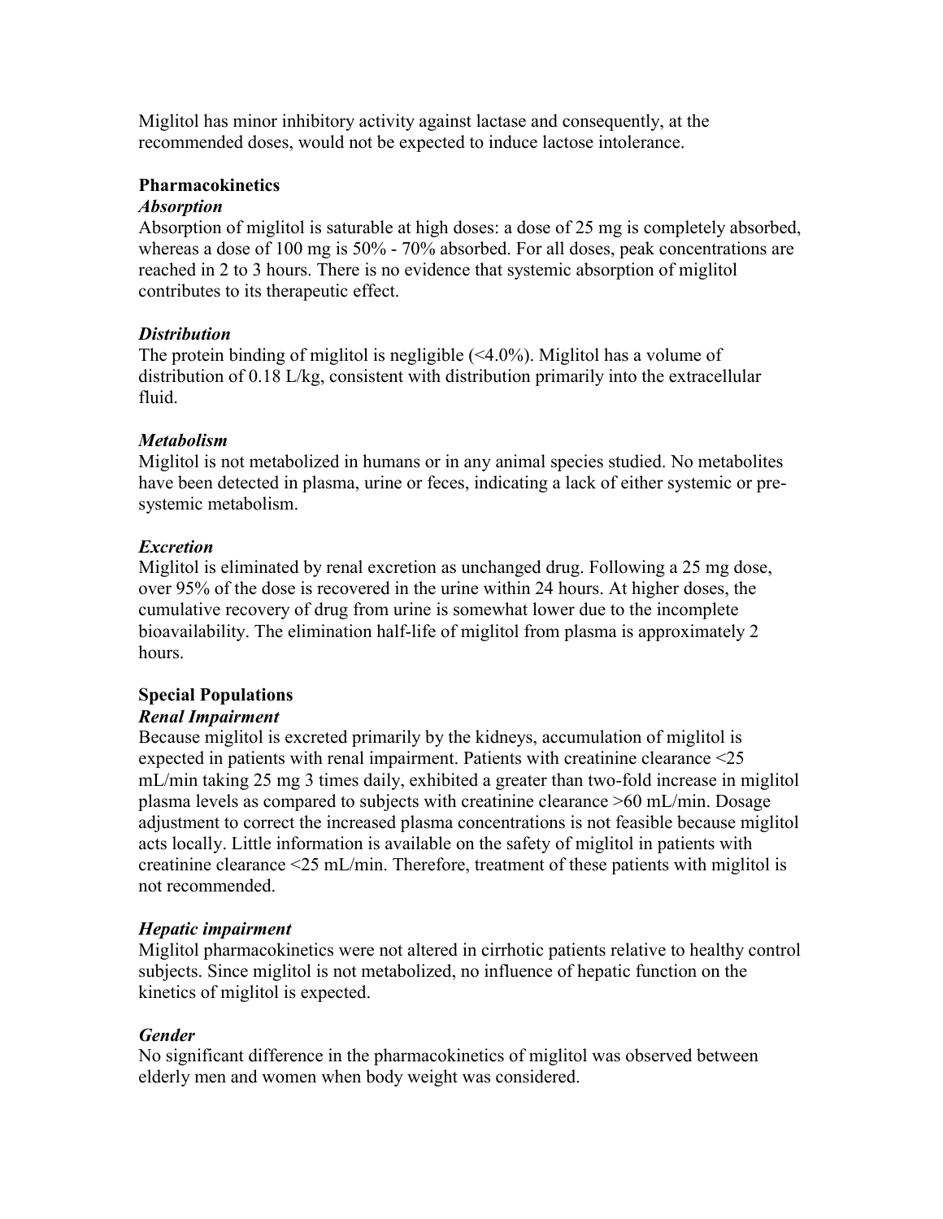Miglitol has minor inhibitory activity against lactase and consequently, at the recommended doses, would not be expected to induce lactose intolerance.

## Pharmacokinetics

### *Absorption*

Absorption of miglitol is saturable at high doses: a dose of 25 mg is completely absorbed, whereas a dose of 100 mg is 50% - 70% absorbed. For all doses, peak concentrations are reached in 2 to 3 hours. There is no evidence that systemic absorption of miglitol contributes to its therapeutic effect.

### *Distribution*

The protein binding of miglitol is negligible (<4.0%). Miglitol has a volume of distribution of 0.18 L/kg, consistent with distribution primarily into the extracellular fluid.

### *Metabolism*

Miglitol is not metabolized in humans or in any animal species studied. No metabolites have been detected in plasma, urine or feces, indicating a lack of either systemic or pre-systemic metabolism.

### *Excretion*

Miglitol is eliminated by renal excretion as unchanged drug. Following a 25 mg dose, over 95% of the dose is recovered in the urine within 24 hours. At higher doses, the cumulative recovery of drug from urine is somewhat lower due to the incomplete bioavailability. The elimination half-life of miglitol from plasma is approximately 2 hours.

## Special Populations

### *Renal Impairment*

Because miglitol is excreted primarily by the kidneys, accumulation of miglitol is expected in patients with renal impairment. Patients with creatinine clearance <25 mL/min taking 25 mg 3 times daily, exhibited a greater than two-fold increase in miglitol plasma levels as compared to subjects with creatinine clearance >60 mL/min. Dosage adjustment to correct the increased plasma concentrations is not feasible because miglitol acts locally. Little information is available on the safety of miglitol in patients with creatinine clearance <25 mL/min. Therefore, treatment of these patients with miglitol is not recommended.

### *Hepatic impairment*

Miglitol pharmacokinetics were not altered in cirrhotic patients relative to healthy control subjects. Since miglitol is not metabolized, no influence of hepatic function on the kinetics of miglitol is expected.

### *Gender*

No significant difference in the pharmacokinetics of miglitol was observed between elderly men and women when body weight was considered.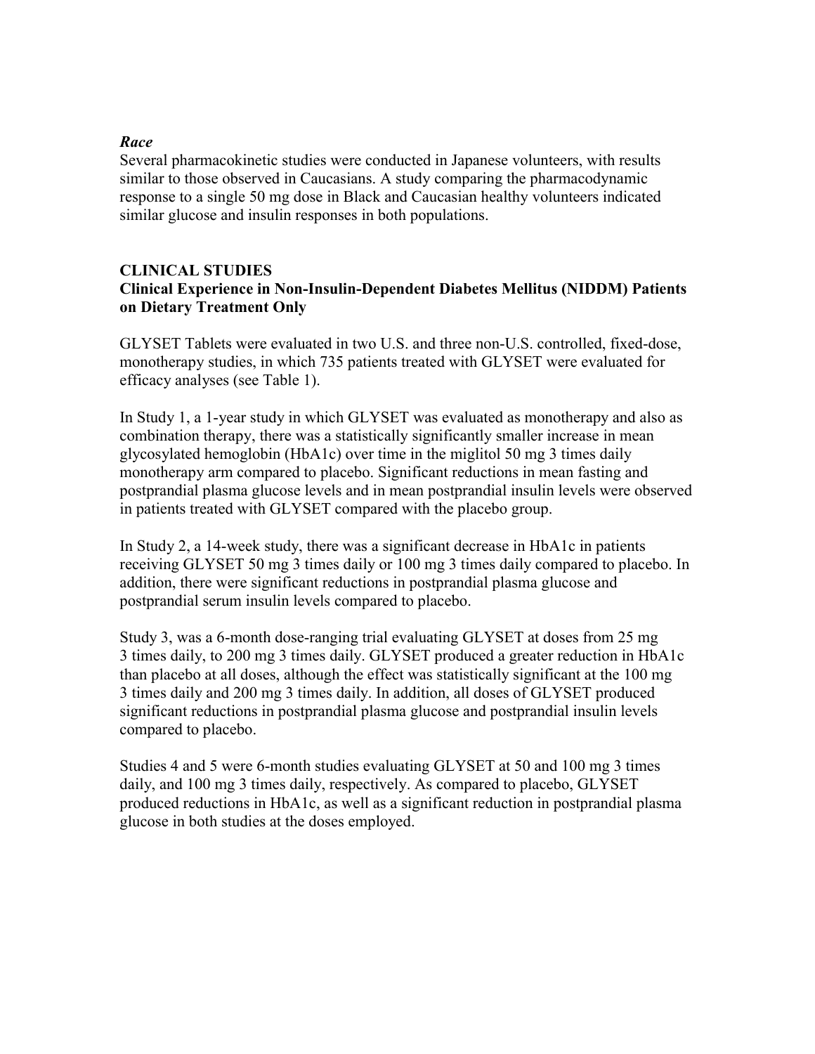### *Race*

Several pharmacokinetic studies were conducted in Japanese volunteers, with results similar to those observed in Caucasians. A study comparing the pharmacodynamic response to a single 50 mg dose in Black and Caucasian healthy volunteers indicated similar glucose and insulin responses in both populations.

## CLINICAL STUDIES

### Clinical Experience in Non-Insulin-Dependent Diabetes Mellitus (NIDDM) Patients on Dietary Treatment Only

GLYSET Tablets were evaluated in two U.S. and three non-U.S. controlled, fixed-dose, monotherapy studies, in which 735 patients treated with GLYSET were evaluated for efficacy analyses (see Table 1).

In Study 1, a 1-year study in which GLYSET was evaluated as monotherapy and also as combination therapy, there was a statistically significantly smaller increase in mean glycosylated hemoglobin (HbA1c) over time in the miglitol 50 mg 3 times daily monotherapy arm compared to placebo. Significant reductions in mean fasting and postprandial plasma glucose levels and in mean postprandial insulin levels were observed in patients treated with GLYSET compared with the placebo group.

In Study 2, a 14-week study, there was a significant decrease in HbA1c in patients receiving GLYSET 50 mg 3 times daily or 100 mg 3 times daily compared to placebo. In addition, there were significant reductions in postprandial plasma glucose and postprandial serum insulin levels compared to placebo.

Study 3, was a 6-month dose-ranging trial evaluating GLYSET at doses from 25 mg 3 times daily, to 200 mg 3 times daily. GLYSET produced a greater reduction in HbA1c than placebo at all doses, although the effect was statistically significant at the 100 mg 3 times daily and 200 mg 3 times daily. In addition, all doses of GLYSET produced significant reductions in postprandial plasma glucose and postprandial insulin levels compared to placebo.

Studies 4 and 5 were 6-month studies evaluating GLYSET at 50 and 100 mg 3 times daily, and 100 mg 3 times daily, respectively. As compared to placebo, GLYSET produced reductions in HbA1c, as well as a significant reduction in postprandial plasma glucose in both studies at the doses employed.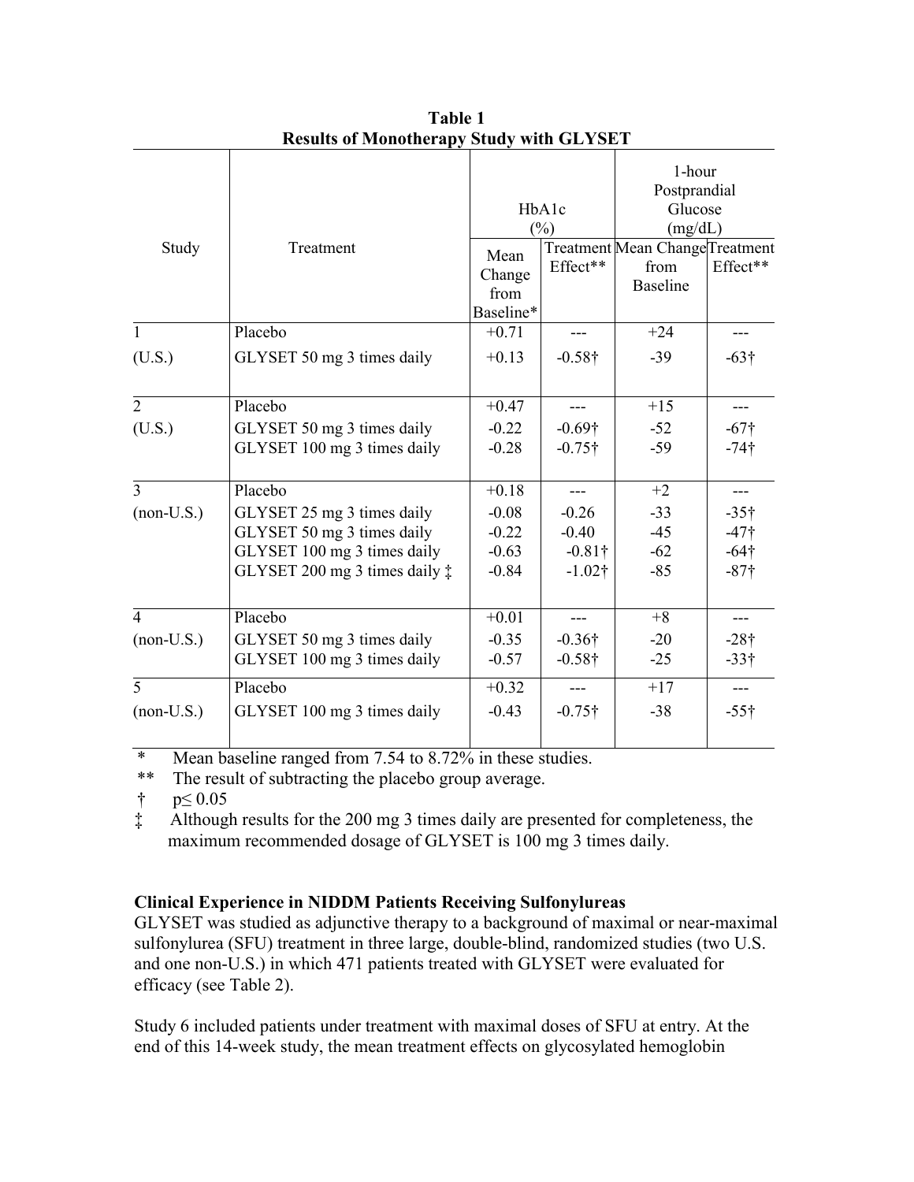**Table 1**
**Results of Monotherapy Study with GLYSET**

| Study | Treatment | HbA1c (%) | | 1-hour Postprandial Glucose (mg/dL) | |
|---|---|---|---|---|---|
| | | Mean Change from Baseline* | Treatment Effect** | Mean Change from Baseline | Treatment Effect** |
| 1 | Placebo | +0.71 | --- | +24 | --- |
| (U.S.) | GLYSET 50 mg 3 times daily | +0.13 | -0.58† | -39 | -63† |
| 2 | Placebo | +0.47 | --- | +15 | --- |
| (U.S.) | GLYSET 50 mg 3 times daily | -0.22 | -0.69† | -52 | -67† |
| | GLYSET 100 mg 3 times daily | -0.28 | -0.75† | -59 | -74† |
| 3 | Placebo | +0.18 | --- | +2 | --- |
| (non-U.S.) | GLYSET 25 mg 3 times daily | -0.08 | -0.26 | -33 | -35† |
| | GLYSET 50 mg 3 times daily | -0.22 | -0.40 | -45 | -47† |
| | GLYSET 100 mg 3 times daily | -0.63 | -0.81† | -62 | -64† |
| | GLYSET 200 mg 3 times daily ‡ | -0.84 | -1.02† | -85 | -87† |
| 4 | Placebo | +0.01 | --- | +8 | --- |
| (non-U.S.) | GLYSET 50 mg 3 times daily | -0.35 | -0.36† | -20 | -28† |
| | GLYSET 100 mg 3 times daily | -0.57 | -0.58† | -25 | -33† |
| 5 | Placebo | +0.32 | --- | +17 | --- |
| (non-U.S.) | GLYSET 100 mg 3 times daily | -0.43 | -0.75† | -38 | -55† |

\* Mean baseline ranged from 7.54 to 8.72% in these studies.
** The result of subtracting the placebo group average.
† $p \leq 0.05$
‡ Although results for the 200 mg 3 times daily are presented for completeness, the maximum recommended dosage of GLYSET is 100 mg 3 times daily.

**Clinical Experience in NIDDM Patients Receiving Sulfonylureas**

GLYSET was studied as adjunctive therapy to a background of maximal or near-maximal sulfonylurea (SFU) treatment in three large, double-blind, randomized studies (two U.S. and one non-U.S.) in which 471 patients treated with GLYSET were evaluated for efficacy (see Table 2).

Study 6 included patients under treatment with maximal doses of SFU at entry. At the end of this 14-week study, the mean treatment effects on glycosylated hemoglobin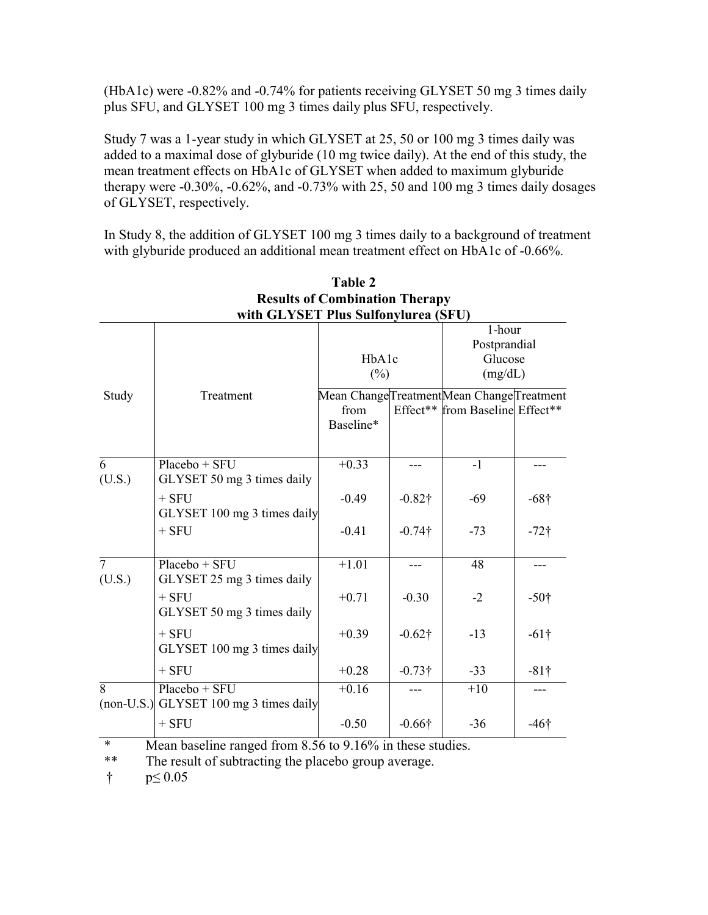(HbA1c) were -0.82% and -0.74% for patients receiving GLYSET 50 mg 3 times daily plus SFU, and GLYSET 100 mg 3 times daily plus SFU, respectively.

Study 7 was a 1-year study in which GLYSET at 25, 50 or 100 mg 3 times daily was added to a maximal dose of glyburide (10 mg twice daily). At the end of this study, the mean treatment effects on HbA1c of GLYSET when added to maximum glyburide therapy were -0.30%, -0.62%, and -0.73% with 25, 50 and 100 mg 3 times daily dosages of GLYSET, respectively.

In Study 8, the addition of GLYSET 100 mg 3 times daily to a background of treatment with glyburide produced an additional mean treatment effect on HbA1c of -0.66%.

**Table 2**
**Results of Combination Therapy with GLYSET Plus Sulfonylurea (SFU)**

| Study | Treatment | HbA1c (%) | | 1-hour Postprandial Glucose (mg/dL) | |
|---|---|---|---|---|---|
| | | Mean Change from Baseline* | Treatment Effect** | Mean Change from Baseline | Treatment Effect** |
| 6 (U.S.) | Placebo + SFU | +0.33 | --- | -1 | --- |
| | GLYSET 50 mg 3 times daily + SFU | -0.49 | -0.82† | -69 | -68† |
| | GLYSET 100 mg 3 times daily + SFU | -0.41 | -0.74† | -73 | -72† |
| 7 (U.S.) | Placebo + SFU | +1.01 | --- | 48 | --- |
| | GLYSET 25 mg 3 times daily + SFU | +0.71 | -0.30 | -2 | -50† |
| | GLYSET 50 mg 3 times daily + SFU | +0.39 | -0.62† | -13 | -61† |
| | GLYSET 100 mg 3 times daily + SFU | +0.28 | -0.73† | -33 | -81† |
| 8 (non-U.S.) | Placebo + SFU | +0.16 | --- | +10 | --- |
| | GLYSET 100 mg 3 times daily + SFU | -0.50 | -0.66† | -36 | -46† |

\* Mean baseline ranged from 8.56 to 9.16% in these studies.

** The result of subtracting the placebo group average.

† $p \leq 0.05$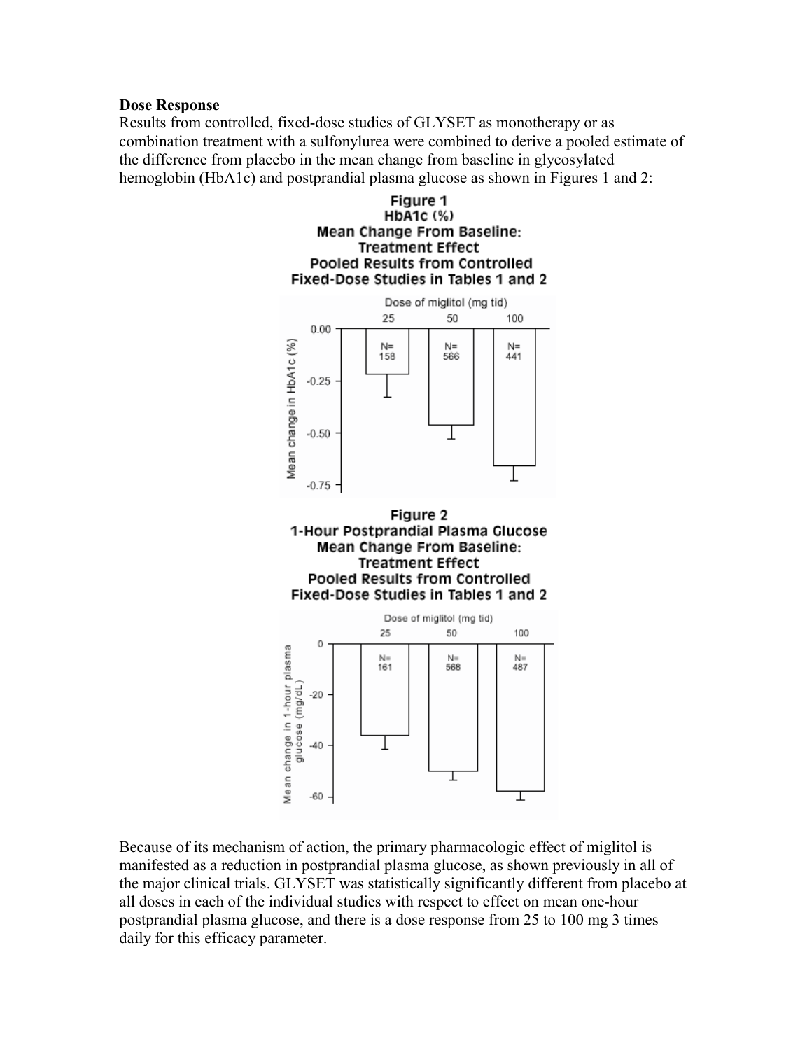**Dose Response**

Results from controlled, fixed-dose studies of GLYSET as monotherapy or as combination treatment with a sulfonylurea were combined to derive a pooled estimate of the difference from placebo in the mean change from baseline in glycosylated hemoglobin (HbA1c) and postprandial plasma glucose as shown in Figures 1 and 2:

**Figure 1**
**HbA1c (%)**
**Mean Change From Baseline:**
**Treatment Effect**
**Pooled Results from Controlled**
**Fixed-Dose Studies in Tables 1 and 2**

| Dose of miglitol (mg tid) | 25 | 50 | 100 |
|---|---|---|---|
| N= | 158 | 566 | 441 |

**Figure 2**
**1-Hour Postprandial Plasma Glucose**
**Mean Change From Baseline:**
**Treatment Effect**
**Pooled Results from Controlled**
**Fixed-Dose Studies in Tables 1 and 2**

| Dose of miglitol (mg tid) | 25 | 50 | 100 |
|---|---|---|---|
| N= | 161 | 568 | 487 |

Because of its mechanism of action, the primary pharmacologic effect of miglitol is manifested as a reduction in postprandial plasma glucose, as shown previously in all of the major clinical trials. GLYSET was statistically significantly different from placebo at all doses in each of the individual studies with respect to effect on mean one-hour postprandial plasma glucose, and there is a dose response from 25 to 100 mg 3 times daily for this efficacy parameter.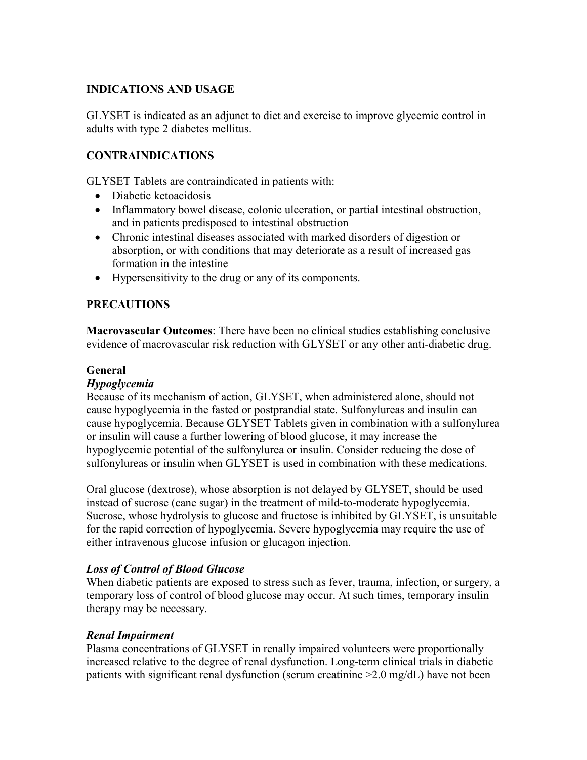## INDICATIONS AND USAGE

GLYSET is indicated as an adjunct to diet and exercise to improve glycemic control in adults with type 2 diabetes mellitus.

## CONTRAINDICATIONS

GLYSET Tablets are contraindicated in patients with:

- Diabetic ketoacidosis
- Inflammatory bowel disease, colonic ulceration, or partial intestinal obstruction, and in patients predisposed to intestinal obstruction
- Chronic intestinal diseases associated with marked disorders of digestion or absorption, or with conditions that may deteriorate as a result of increased gas formation in the intestine
- Hypersensitivity to the drug or any of its components.

## PRECAUTIONS

**Macrovascular Outcomes**: There have been no clinical studies establishing conclusive evidence of macrovascular risk reduction with GLYSET or any other anti-diabetic drug.

### General

***Hypoglycemia***

Because of its mechanism of action, GLYSET, when administered alone, should not cause hypoglycemia in the fasted or postprandial state. Sulfonylureas and insulin can cause hypoglycemia. Because GLYSET Tablets given in combination with a sulfonylurea or insulin will cause a further lowering of blood glucose, it may increase the hypoglycemic potential of the sulfonylurea or insulin. Consider reducing the dose of sulfonylureas or insulin when GLYSET is used in combination with these medications.

Oral glucose (dextrose), whose absorption is not delayed by GLYSET, should be used instead of sucrose (cane sugar) in the treatment of mild-to-moderate hypoglycemia. Sucrose, whose hydrolysis to glucose and fructose is inhibited by GLYSET, is unsuitable for the rapid correction of hypoglycemia. Severe hypoglycemia may require the use of either intravenous glucose infusion or glucagon injection.

***Loss of Control of Blood Glucose***

When diabetic patients are exposed to stress such as fever, trauma, infection, or surgery, a temporary loss of control of blood glucose may occur. At such times, temporary insulin therapy may be necessary.

***Renal Impairment***

Plasma concentrations of GLYSET in renally impaired volunteers were proportionally increased relative to the degree of renal dysfunction. Long-term clinical trials in diabetic patients with significant renal dysfunction (serum creatinine >2.0 mg/dL) have not been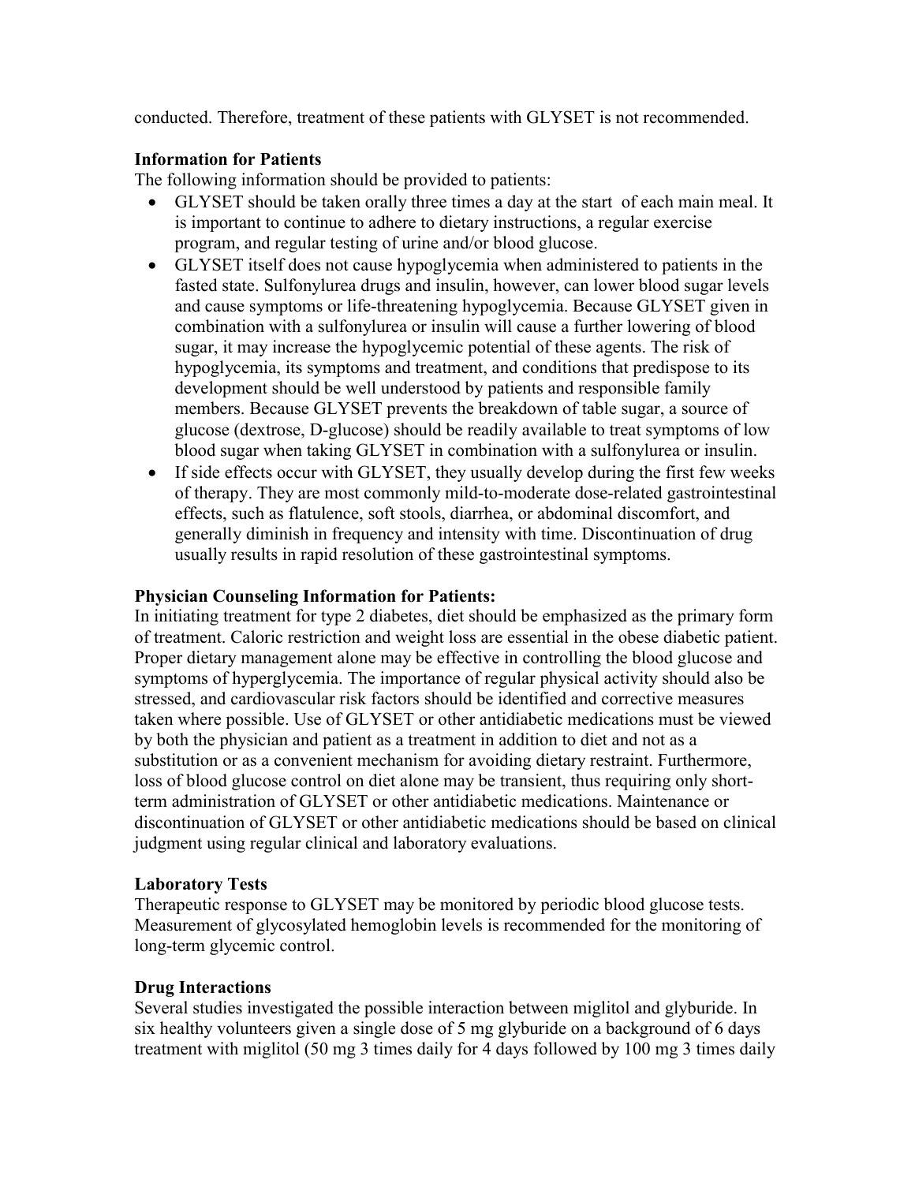conducted. Therefore, treatment of these patients with GLYSET is not recommended.

**Information for Patients**

The following information should be provided to patients:

- GLYSET should be taken orally three times a day at the start of each main meal. It is important to continue to adhere to dietary instructions, a regular exercise program, and regular testing of urine and/or blood glucose.
- GLYSET itself does not cause hypoglycemia when administered to patients in the fasted state. Sulfonylurea drugs and insulin, however, can lower blood sugar levels and cause symptoms or life-threatening hypoglycemia. Because GLYSET given in combination with a sulfonylurea or insulin will cause a further lowering of blood sugar, it may increase the hypoglycemic potential of these agents. The risk of hypoglycemia, its symptoms and treatment, and conditions that predispose to its development should be well understood by patients and responsible family members. Because GLYSET prevents the breakdown of table sugar, a source of glucose (dextrose, D-glucose) should be readily available to treat symptoms of low blood sugar when taking GLYSET in combination with a sulfonylurea or insulin.
- If side effects occur with GLYSET, they usually develop during the first few weeks of therapy. They are most commonly mild-to-moderate dose-related gastrointestinal effects, such as flatulence, soft stools, diarrhea, or abdominal discomfort, and generally diminish in frequency and intensity with time. Discontinuation of drug usually results in rapid resolution of these gastrointestinal symptoms.

**Physician Counseling Information for Patients:**

In initiating treatment for type 2 diabetes, diet should be emphasized as the primary form of treatment. Caloric restriction and weight loss are essential in the obese diabetic patient. Proper dietary management alone may be effective in controlling the blood glucose and symptoms of hyperglycemia. The importance of regular physical activity should also be stressed, and cardiovascular risk factors should be identified and corrective measures taken where possible. Use of GLYSET or other antidiabetic medications must be viewed by both the physician and patient as a treatment in addition to diet and not as a substitution or as a convenient mechanism for avoiding dietary restraint. Furthermore, loss of blood glucose control on diet alone may be transient, thus requiring only short-term administration of GLYSET or other antidiabetic medications. Maintenance or discontinuation of GLYSET or other antidiabetic medications should be based on clinical judgment using regular clinical and laboratory evaluations.

**Laboratory Tests**

Therapeutic response to GLYSET may be monitored by periodic blood glucose tests. Measurement of glycosylated hemoglobin levels is recommended for the monitoring of long-term glycemic control.

**Drug Interactions**

Several studies investigated the possible interaction between miglitol and glyburide. In six healthy volunteers given a single dose of 5 mg glyburide on a background of 6 days treatment with miglitol (50 mg 3 times daily for 4 days followed by 100 mg 3 times daily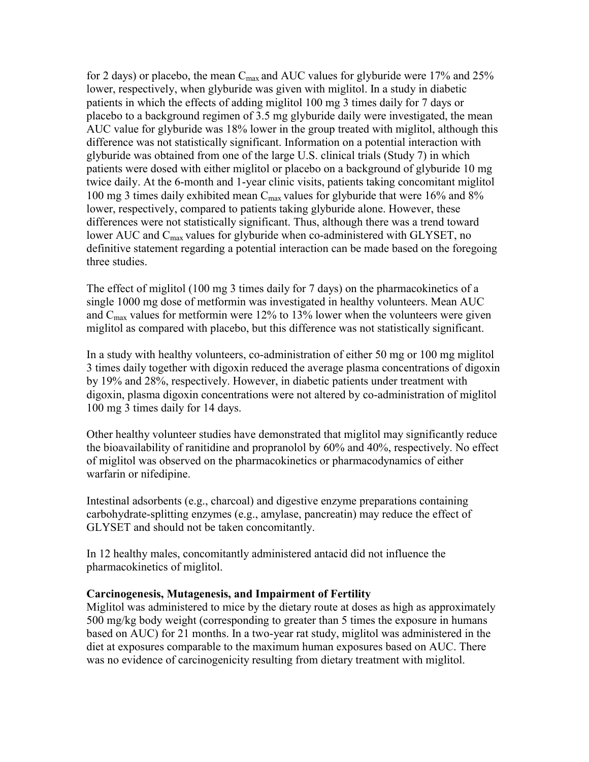for 2 days) or placebo, the mean $C_{max}$ and AUC values for glyburide were 17% and 25% lower, respectively, when glyburide was given with miglitol. In a study in diabetic patients in which the effects of adding miglitol 100 mg 3 times daily for 7 days or placebo to a background regimen of 3.5 mg glyburide daily were investigated, the mean AUC value for glyburide was 18% lower in the group treated with miglitol, although this difference was not statistically significant. Information on a potential interaction with glyburide was obtained from one of the large U.S. clinical trials (Study 7) in which patients were dosed with either miglitol or placebo on a background of glyburide 10 mg twice daily. At the 6-month and 1-year clinic visits, patients taking concomitant miglitol 100 mg 3 times daily exhibited mean $C_{max}$ values for glyburide that were 16% and 8% lower, respectively, compared to patients taking glyburide alone. However, these differences were not statistically significant. Thus, although there was a trend toward lower AUC and $C_{max}$ values for glyburide when co-administered with GLYSET, no definitive statement regarding a potential interaction can be made based on the foregoing three studies.

The effect of miglitol (100 mg 3 times daily for 7 days) on the pharmacokinetics of a single 1000 mg dose of metformin was investigated in healthy volunteers. Mean AUC and $C_{max}$ values for metformin were 12% to 13% lower when the volunteers were given miglitol as compared with placebo, but this difference was not statistically significant.

In a study with healthy volunteers, co-administration of either 50 mg or 100 mg miglitol 3 times daily together with digoxin reduced the average plasma concentrations of digoxin by 19% and 28%, respectively. However, in diabetic patients under treatment with digoxin, plasma digoxin concentrations were not altered by co-administration of miglitol 100 mg 3 times daily for 14 days.

Other healthy volunteer studies have demonstrated that miglitol may significantly reduce the bioavailability of ranitidine and propranolol by 60% and 40%, respectively. No effect of miglitol was observed on the pharmacokinetics or pharmacodynamics of either warfarin or nifedipine.

Intestinal adsorbents (e.g., charcoal) and digestive enzyme preparations containing carbohydrate-splitting enzymes (e.g., amylase, pancreatin) may reduce the effect of GLYSET and should not be taken concomitantly.

In 12 healthy males, concomitantly administered antacid did not influence the pharmacokinetics of miglitol.

**Carcinogenesis, Mutagenesis, and Impairment of Fertility**

Miglitol was administered to mice by the dietary route at doses as high as approximately 500 mg/kg body weight (corresponding to greater than 5 times the exposure in humans based on AUC) for 21 months. In a two-year rat study, miglitol was administered in the diet at exposures comparable to the maximum human exposures based on AUC. There was no evidence of carcinogenicity resulting from dietary treatment with miglitol.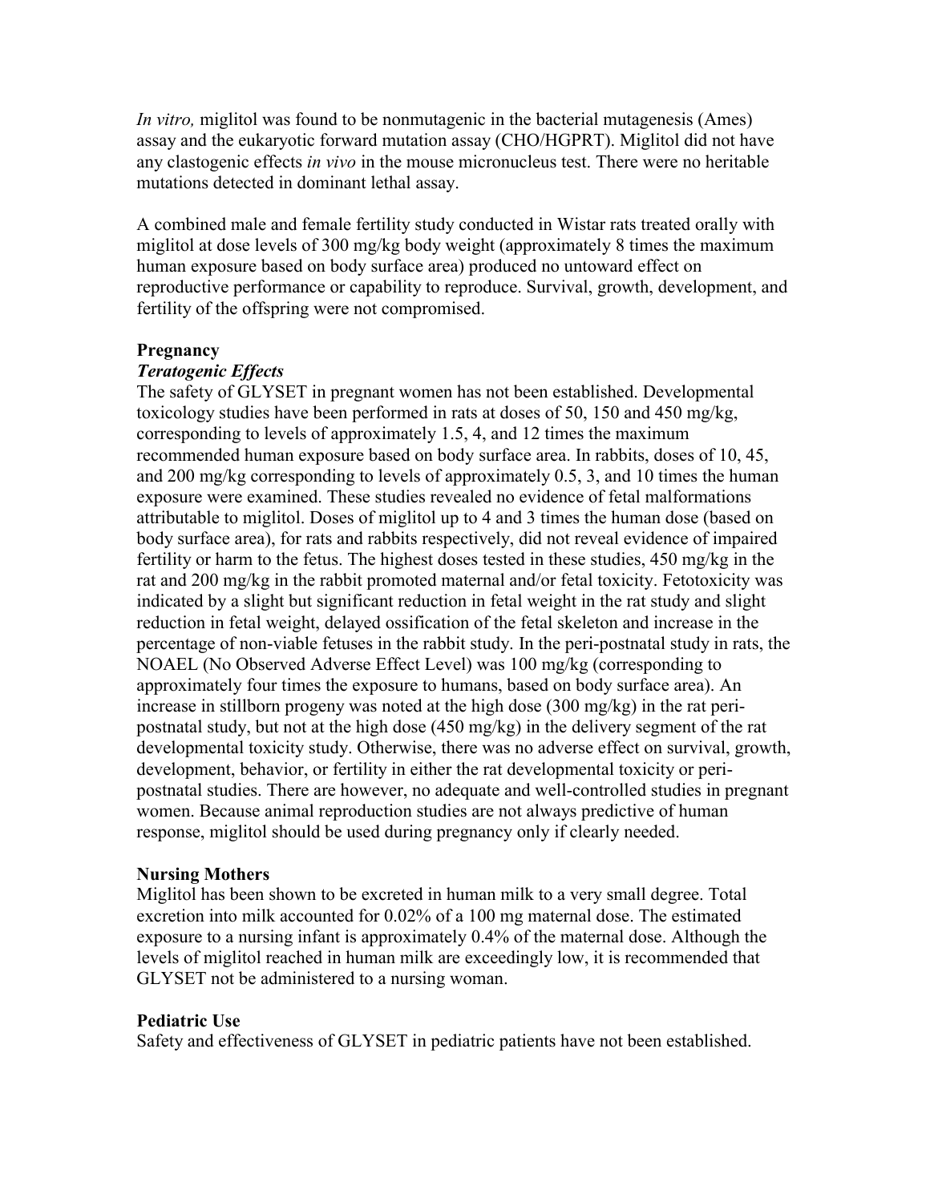*In vitro,* miglitol was found to be nonmutagenic in the bacterial mutagenesis (Ames) assay and the eukaryotic forward mutation assay (CHO/HGPRT). Miglitol did not have any clastogenic effects *in vivo* in the mouse micronucleus test. There were no heritable mutations detected in dominant lethal assay.

A combined male and female fertility study conducted in Wistar rats treated orally with miglitol at dose levels of 300 mg/kg body weight (approximately 8 times the maximum human exposure based on body surface area) produced no untoward effect on reproductive performance or capability to reproduce. Survival, growth, development, and fertility of the offspring were not compromised.

**Pregnancy**

***Teratogenic Effects***

The safety of GLYSET in pregnant women has not been established. Developmental toxicology studies have been performed in rats at doses of 50, 150 and 450 mg/kg, corresponding to levels of approximately 1.5, 4, and 12 times the maximum recommended human exposure based on body surface area. In rabbits, doses of 10, 45, and 200 mg/kg corresponding to levels of approximately 0.5, 3, and 10 times the human exposure were examined. These studies revealed no evidence of fetal malformations attributable to miglitol. Doses of miglitol up to 4 and 3 times the human dose (based on body surface area), for rats and rabbits respectively, did not reveal evidence of impaired fertility or harm to the fetus. The highest doses tested in these studies, 450 mg/kg in the rat and 200 mg/kg in the rabbit promoted maternal and/or fetal toxicity. Fetotoxicity was indicated by a slight but significant reduction in fetal weight in the rat study and slight reduction in fetal weight, delayed ossification of the fetal skeleton and increase in the percentage of non-viable fetuses in the rabbit study. In the peri-postnatal study in rats, the NOAEL (No Observed Adverse Effect Level) was 100 mg/kg (corresponding to approximately four times the exposure to humans, based on body surface area). An increase in stillborn progeny was noted at the high dose (300 mg/kg) in the rat peri-postnatal study, but not at the high dose (450 mg/kg) in the delivery segment of the rat developmental toxicity study. Otherwise, there was no adverse effect on survival, growth, development, behavior, or fertility in either the rat developmental toxicity or peri-postnatal studies. There are however, no adequate and well-controlled studies in pregnant women. Because animal reproduction studies are not always predictive of human response, miglitol should be used during pregnancy only if clearly needed.

**Nursing Mothers**

Miglitol has been shown to be excreted in human milk to a very small degree. Total excretion into milk accounted for 0.02% of a 100 mg maternal dose. The estimated exposure to a nursing infant is approximately 0.4% of the maternal dose. Although the levels of miglitol reached in human milk are exceedingly low, it is recommended that GLYSET not be administered to a nursing woman.

**Pediatric Use**

Safety and effectiveness of GLYSET in pediatric patients have not been established.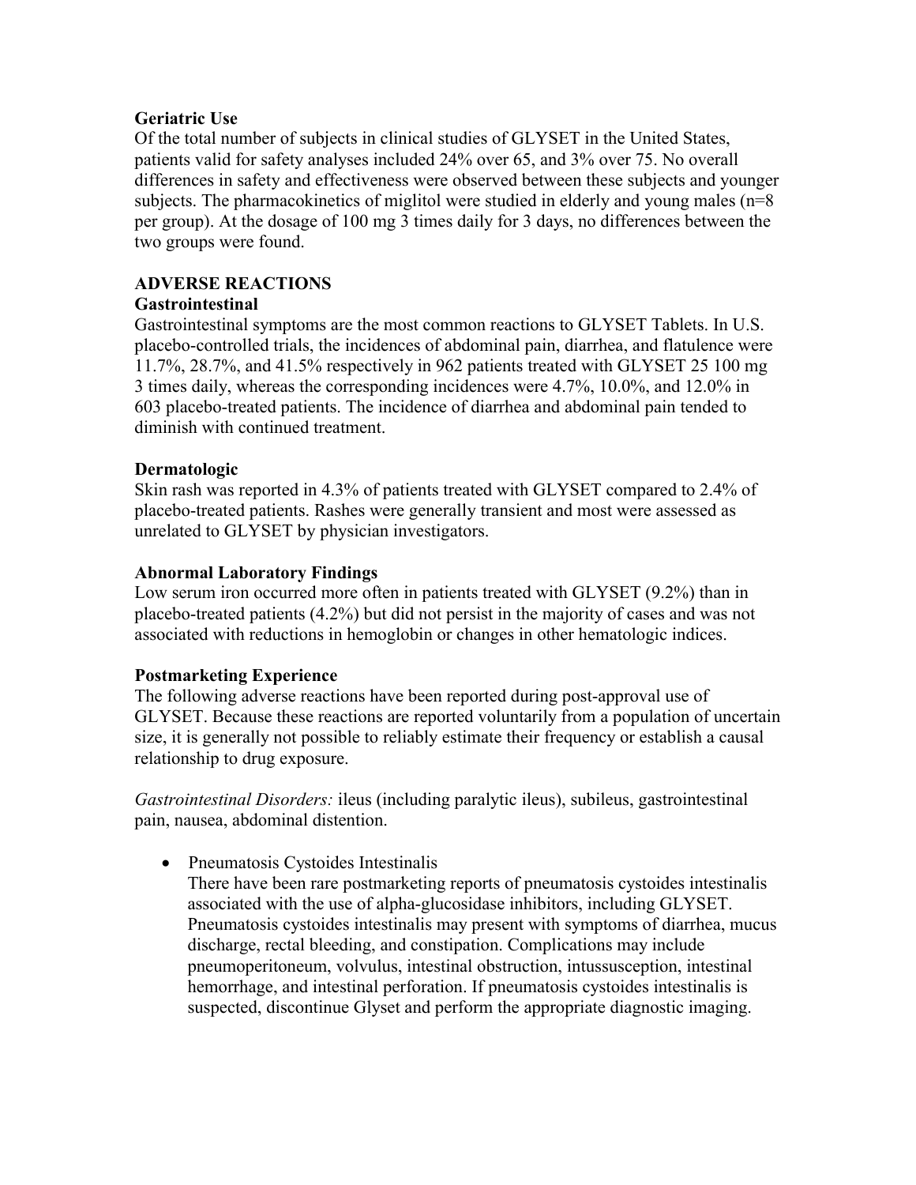**Geriatric Use**

Of the total number of subjects in clinical studies of GLYSET in the United States, patients valid for safety analyses included 24% over 65, and 3% over 75. No overall differences in safety and effectiveness were observed between these subjects and younger subjects. The pharmacokinetics of miglitol were studied in elderly and young males (n=8 per group). At the dosage of 100 mg 3 times daily for 3 days, no differences between the two groups were found.

## ADVERSE REACTIONS

**Gastrointestinal**

Gastrointestinal symptoms are the most common reactions to GLYSET Tablets. In U.S. placebo-controlled trials, the incidences of abdominal pain, diarrhea, and flatulence were 11.7%, 28.7%, and 41.5% respectively in 962 patients treated with GLYSET 25 100 mg 3 times daily, whereas the corresponding incidences were 4.7%, 10.0%, and 12.0% in 603 placebo-treated patients. The incidence of diarrhea and abdominal pain tended to diminish with continued treatment.

**Dermatologic**

Skin rash was reported in 4.3% of patients treated with GLYSET compared to 2.4% of placebo-treated patients. Rashes were generally transient and most were assessed as unrelated to GLYSET by physician investigators.

**Abnormal Laboratory Findings**

Low serum iron occurred more often in patients treated with GLYSET (9.2%) than in placebo-treated patients (4.2%) but did not persist in the majority of cases and was not associated with reductions in hemoglobin or changes in other hematologic indices.

**Postmarketing Experience**

The following adverse reactions have been reported during post-approval use of GLYSET. Because these reactions are reported voluntarily from a population of uncertain size, it is generally not possible to reliably estimate their frequency or establish a causal relationship to drug exposure.

*Gastrointestinal Disorders:* ileus (including paralytic ileus), subileus, gastrointestinal pain, nausea, abdominal distention.

- Pneumatosis Cystoides Intestinalis
  There have been rare postmarketing reports of pneumatosis cystoides intestinalis associated with the use of alpha-glucosidase inhibitors, including GLYSET. Pneumatosis cystoides intestinalis may present with symptoms of diarrhea, mucus discharge, rectal bleeding, and constipation. Complications may include pneumoperitoneum, volvulus, intestinal obstruction, intussusception, intestinal hemorrhage, and intestinal perforation. If pneumatosis cystoides intestinalis is suspected, discontinue Glyset and perform the appropriate diagnostic imaging.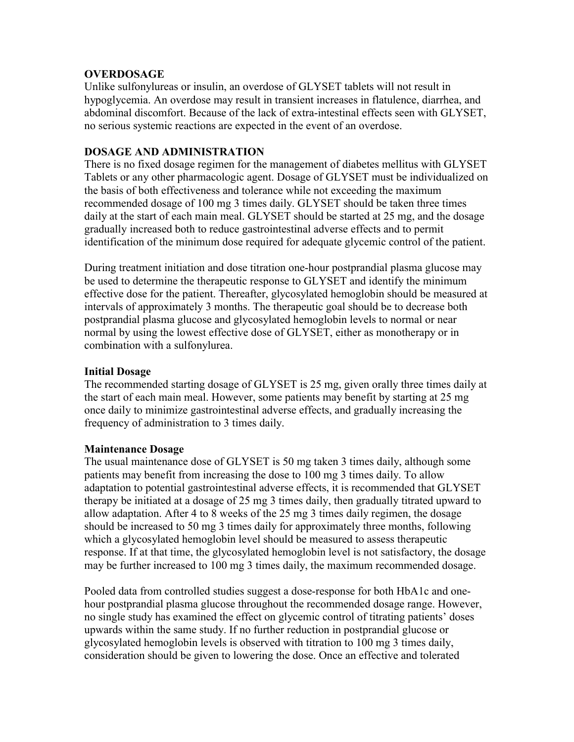## OVERDOSAGE

Unlike sulfonylureas or insulin, an overdose of GLYSET tablets will not result in hypoglycemia. An overdose may result in transient increases in flatulence, diarrhea, and abdominal discomfort. Because of the lack of extra-intestinal effects seen with GLYSET, no serious systemic reactions are expected in the event of an overdose.

## DOSAGE AND ADMINISTRATION

There is no fixed dosage regimen for the management of diabetes mellitus with GLYSET Tablets or any other pharmacologic agent. Dosage of GLYSET must be individualized on the basis of both effectiveness and tolerance while not exceeding the maximum recommended dosage of 100 mg 3 times daily. GLYSET should be taken three times daily at the start of each main meal. GLYSET should be started at 25 mg, and the dosage gradually increased both to reduce gastrointestinal adverse effects and to permit identification of the minimum dose required for adequate glycemic control of the patient.

During treatment initiation and dose titration one-hour postprandial plasma glucose may be used to determine the therapeutic response to GLYSET and identify the minimum effective dose for the patient. Thereafter, glycosylated hemoglobin should be measured at intervals of approximately 3 months. The therapeutic goal should be to decrease both postprandial plasma glucose and glycosylated hemoglobin levels to normal or near normal by using the lowest effective dose of GLYSET, either as monotherapy or in combination with a sulfonylurea.

### Initial Dosage

The recommended starting dosage of GLYSET is 25 mg, given orally three times daily at the start of each main meal. However, some patients may benefit by starting at 25 mg once daily to minimize gastrointestinal adverse effects, and gradually increasing the frequency of administration to 3 times daily.

### Maintenance Dosage

The usual maintenance dose of GLYSET is 50 mg taken 3 times daily, although some patients may benefit from increasing the dose to 100 mg 3 times daily. To allow adaptation to potential gastrointestinal adverse effects, it is recommended that GLYSET therapy be initiated at a dosage of 25 mg 3 times daily, then gradually titrated upward to allow adaptation. After 4 to 8 weeks of the 25 mg 3 times daily regimen, the dosage should be increased to 50 mg 3 times daily for approximately three months, following which a glycosylated hemoglobin level should be measured to assess therapeutic response. If at that time, the glycosylated hemoglobin level is not satisfactory, the dosage may be further increased to 100 mg 3 times daily, the maximum recommended dosage.

Pooled data from controlled studies suggest a dose-response for both HbA1c and one-hour postprandial plasma glucose throughout the recommended dosage range. However, no single study has examined the effect on glycemic control of titrating patients' doses upwards within the same study. If no further reduction in postprandial glucose or glycosylated hemoglobin levels is observed with titration to 100 mg 3 times daily, consideration should be given to lowering the dose. Once an effective and tolerated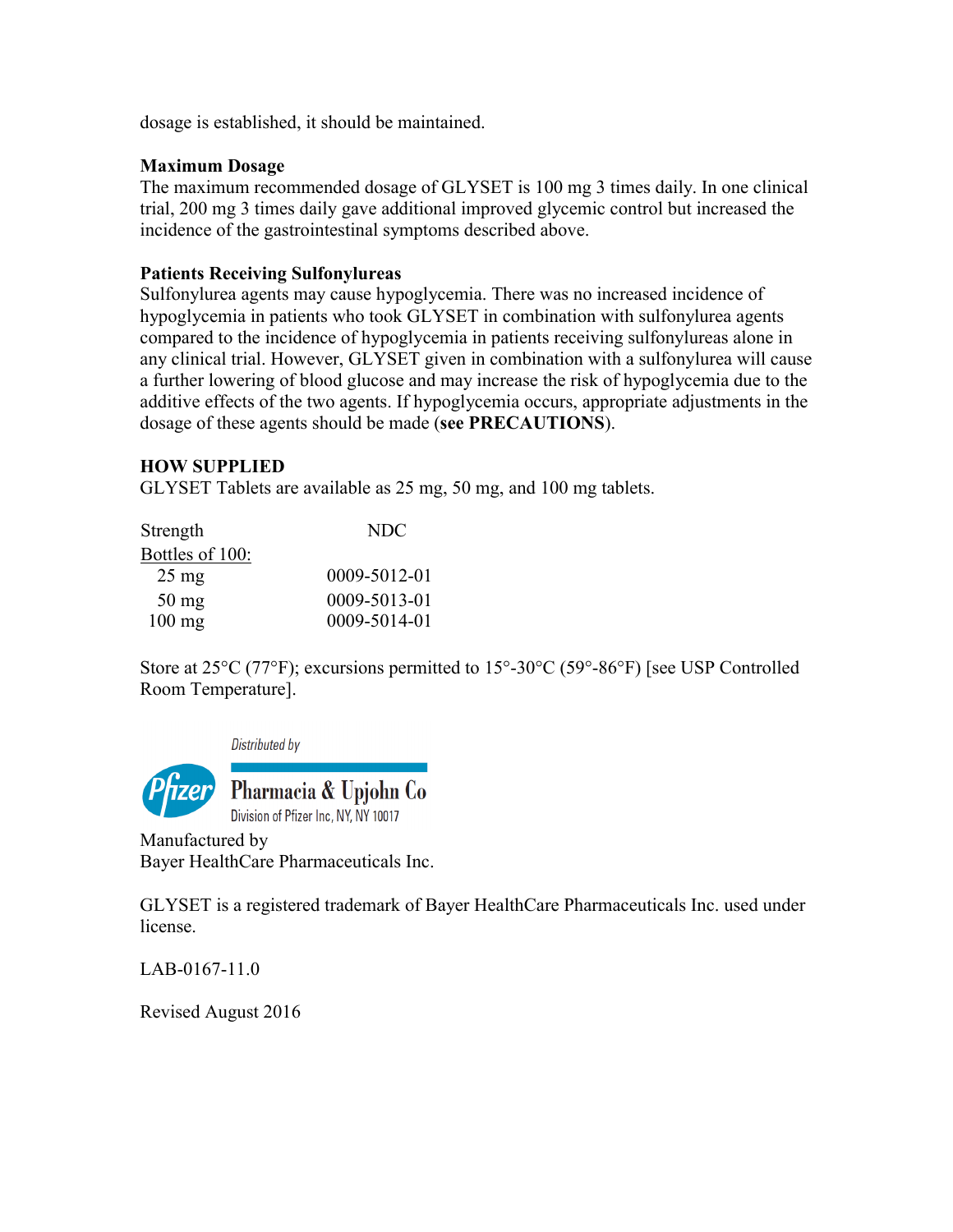dosage is established, it should be maintained.

**Maximum Dosage**
The maximum recommended dosage of GLYSET is 100 mg 3 times daily. In one clinical trial, 200 mg 3 times daily gave additional improved glycemic control but increased the incidence of the gastrointestinal symptoms described above.

**Patients Receiving Sulfonylureas**
Sulfonylurea agents may cause hypoglycemia. There was no increased incidence of hypoglycemia in patients who took GLYSET in combination with sulfonylurea agents compared to the incidence of hypoglycemia in patients receiving sulfonylureas alone in any clinical trial. However, GLYSET given in combination with a sulfonylurea will cause a further lowering of blood glucose and may increase the risk of hypoglycemia due to the additive effects of the two agents. If hypoglycemia occurs, appropriate adjustments in the dosage of these agents should be made (**see PRECAUTIONS**).

## HOW SUPPLIED

GLYSET Tablets are available as 25 mg, 50 mg, and 100 mg tablets.

| Strength | NDC |
|---|---|
| Bottles of 100: | |
| 25 mg | 0009-5012-01 |
| 50 mg | 0009-5013-01 |
| 100 mg | 0009-5014-01 |

Store at 25°C (77°F); excursions permitted to 15°-30°C (59°-86°F) [see USP Controlled Room Temperature].

Distributed by
Pfizer
Pharmacia & Upjohn Co
Division of Pfizer Inc, NY, NY 10017

Manufactured by
Bayer HealthCare Pharmaceuticals Inc.

GLYSET is a registered trademark of Bayer HealthCare Pharmaceuticals Inc. used under license.

LAB-0167-11.0

Revised August 2016